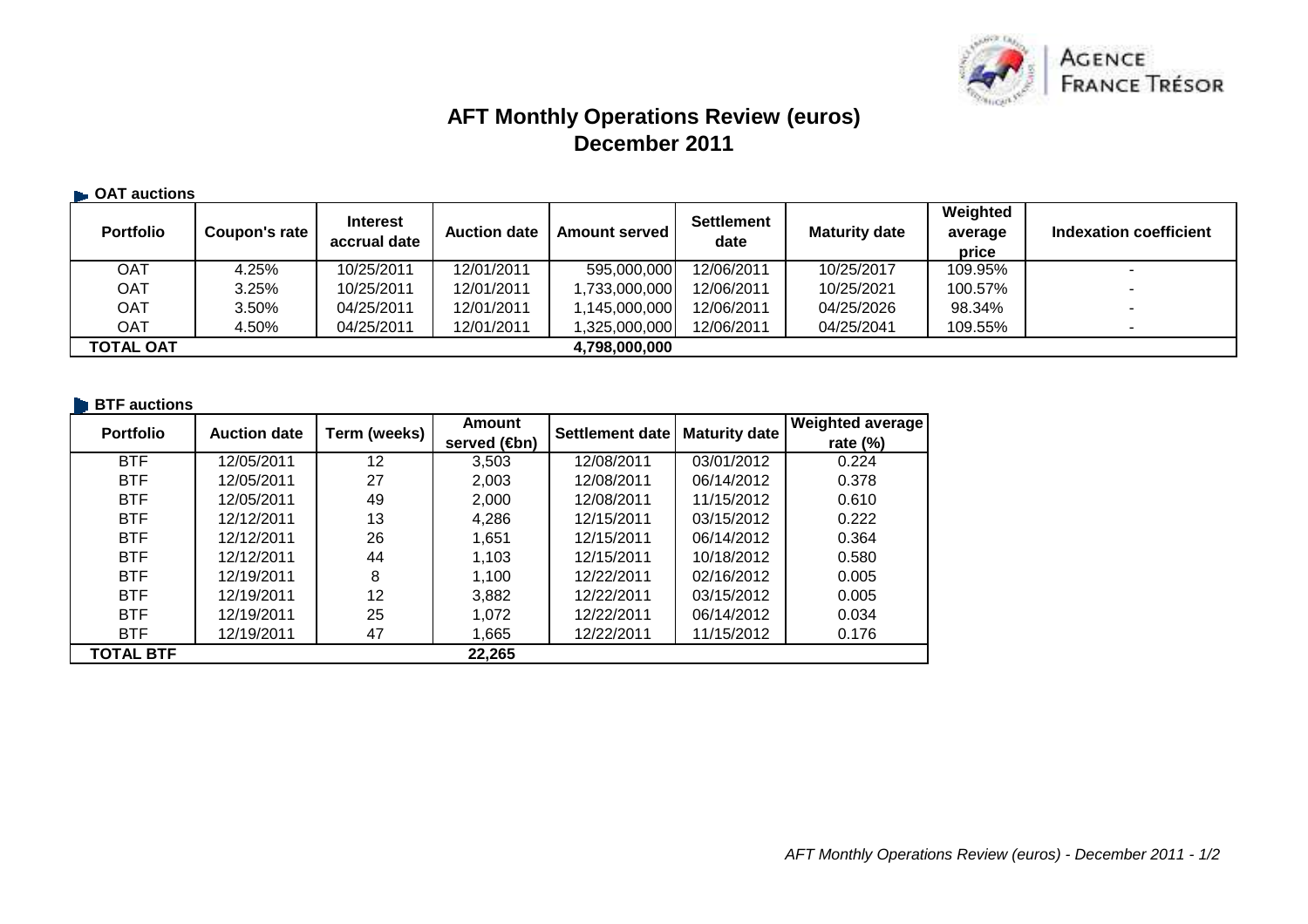AGENCE FRANCE TRÉSOR

# AFT Monthly Operations Review (euros)
# December 2011

**OAT auctions**

| Portfolio | Coupon's rate | Interest accrual date | Auction date | Amount served | Settlement date | Maturity date | Weighted average price | Indexation coefficient |
|---|---|---|---|---|---|---|---|---|
| OAT | 4.25% | 10/25/2011 | 12/01/2011 | 595,000,000 | 12/06/2011 | 10/25/2017 | 109.95% | - |
| OAT | 3.25% | 10/25/2011 | 12/01/2011 | 1,733,000,000 | 12/06/2011 | 10/25/2021 | 100.57% | - |
| OAT | 3.50% | 04/25/2011 | 12/01/2011 | 1,145,000,000 | 12/06/2011 | 04/25/2026 | 98.34% | - |
| OAT | 4.50% | 04/25/2011 | 12/01/2011 | 1,325,000,000 | 12/06/2011 | 04/25/2041 | 109.55% | - |
| **TOTAL OAT** | | | | **4,798,000,000** | | | | |

**BTF auctions**

| Portfolio | Auction date | Term (weeks) | Amount served (€bn) | Settlement date | Maturity date | Weighted average rate (%) |
|---|---|---|---|---|---|---|
| BTF | 12/05/2011 | 12 | 3,503 | 12/08/2011 | 03/01/2012 | 0.224 |
| BTF | 12/05/2011 | 27 | 2,003 | 12/08/2011 | 06/14/2012 | 0.378 |
| BTF | 12/05/2011 | 49 | 2,000 | 12/08/2011 | 11/15/2012 | 0.610 |
| BTF | 12/12/2011 | 13 | 4,286 | 12/15/2011 | 03/15/2012 | 0.222 |
| BTF | 12/12/2011 | 26 | 1,651 | 12/15/2011 | 06/14/2012 | 0.364 |
| BTF | 12/12/2011 | 44 | 1,103 | 12/15/2011 | 10/18/2012 | 0.580 |
| BTF | 12/19/2011 | 8 | 1,100 | 12/22/2011 | 02/16/2012 | 0.005 |
| BTF | 12/19/2011 | 12 | 3,882 | 12/22/2011 | 03/15/2012 | 0.005 |
| BTF | 12/19/2011 | 25 | 1,072 | 12/22/2011 | 06/14/2012 | 0.034 |
| BTF | 12/19/2011 | 47 | 1,665 | 12/22/2011 | 11/15/2012 | 0.176 |
| **TOTAL BTF** | | | **22,265** | | | |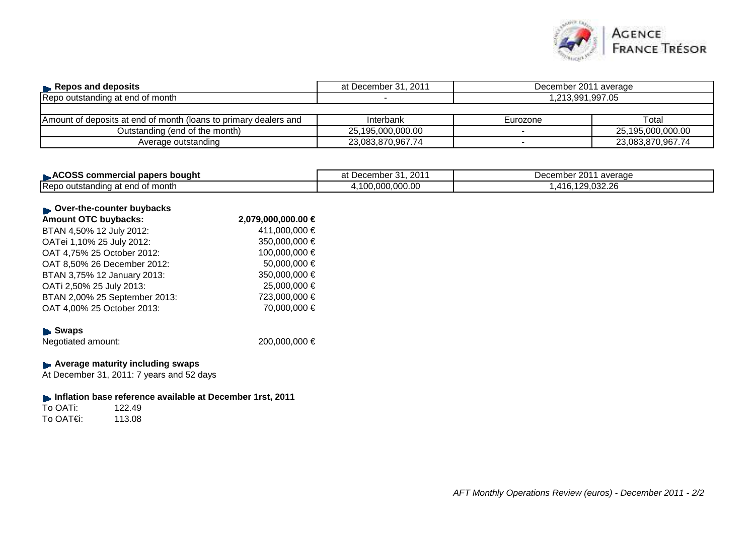| Repos and deposits | at December 31, 2011 | December 2011 average | |
|---|---|---|---|
| Repo outstanding at end of month | - | 1,213,991,997.05 | |
| | | | |
| Amount of deposits at end of month (loans to primary dealers and | Interbank | Eurozone | Total |
| Outstanding (end of the month) | 25,195,000,000.00 | - | 25,195,000,000.00 |
| Average outstanding | 23,083,870,967.74 | - | 23,083,870,967.74 |

| ACOSS commercial papers bought | at December 31, 2011 | December 2011 average |
|---|---|---|
| Repo outstanding at end of month | 4,100,000,000.00 | 1,416,129,032.26 |

**Over-the-counter buybacks**

| | |
|---|---|
| **Amount OTC buybacks:** | **2,079,000,000.00 €** |
| BTAN 4,50% 12 July 2012: | 411,000,000 € |
| OATei 1,10% 25 July 2012: | 350,000,000 € |
| OAT 4,75% 25 October 2012: | 100,000,000 € |
| OAT 8,50% 26 December 2012: | 50,000,000 € |
| BTAN 3,75% 12 January 2013: | 350,000,000 € |
| OATi 2,50% 25 July 2013: | 25,000,000 € |
| BTAN 2,00% 25 September 2013: | 723,000,000 € |
| OAT 4,00% 25 October 2013: | 70,000,000 € |

**Swaps**

Negotiated amount: 200,000,000 €

**Average maturity including swaps**

At December 31, 2011: 7 years and 52 days

**Inflation base reference available at December 1rst, 2011**

To OATi: 122.49

To OAT€i: 113.08